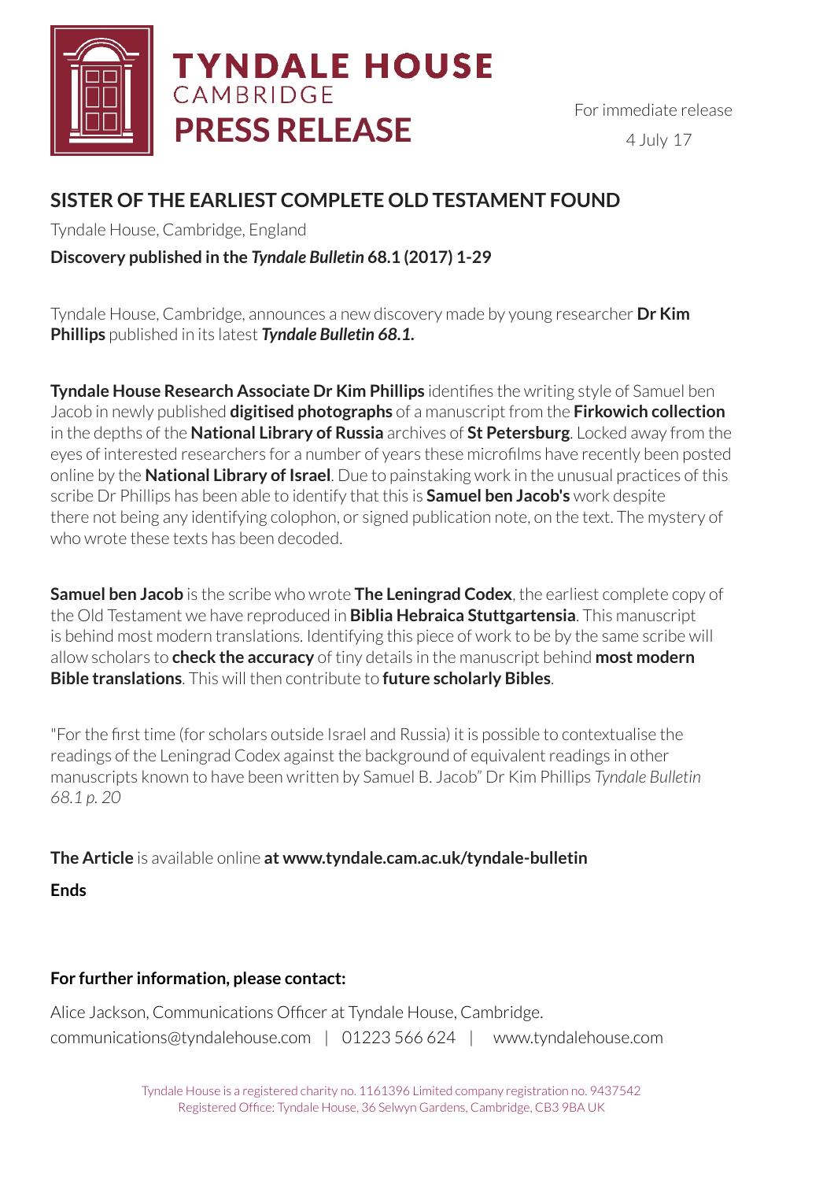**TYNDALE HOUSE**
CAMBRIDGE
# PRESS RELEASE

For immediate release

4 July 17

## SISTER OF THE EARLIEST COMPLETE OLD TESTAMENT FOUND

Tyndale House, Cambridge, England

**Discovery published in the *Tyndale Bulletin* 68.1 (2017) 1-29**

Tyndale House, Cambridge, announces a new discovery made by young researcher **Dr Kim Phillips** published in its latest ***Tyndale Bulletin 68.1.***

**Tyndale House Research Associate Dr Kim Phillips** identifies the writing style of Samuel ben Jacob in newly published **digitised photographs** of a manuscript from the **Firkowich collection** in the depths of the **National Library of Russia** archives of **St Petersburg**. Locked away from the eyes of interested researchers for a number of years these microfilms have recently been posted online by the **National Library of Israel**. Due to painstaking work in the unusual practices of this scribe Dr Phillips has been able to identify that this is **Samuel ben Jacob's** work despite there not being any identifying colophon, or signed publication note, on the text. The mystery of who wrote these texts has been decoded.

**Samuel ben Jacob** is the scribe who wrote **The Leningrad Codex**, the earliest complete copy of the Old Testament we have reproduced in **Biblia Hebraica Stuttgartensia**. This manuscript is behind most modern translations. Identifying this piece of work to be by the same scribe will allow scholars to **check the accuracy** of tiny details in the manuscript behind **most modern Bible translations**. This will then contribute to **future scholarly Bibles**.

"For the first time (for scholars outside Israel and Russia) it is possible to contextualise the readings of the Leningrad Codex against the background of equivalent readings in other manuscripts known to have been written by Samuel B. Jacob" Dr Kim Phillips *Tyndale Bulletin 68.1 p. 20*

**The Article** is available online **at www.tyndale.cam.ac.uk/tyndale-bulletin**

**Ends**

**For further information, please contact:**

Alice Jackson, Communications Officer at Tyndale House, Cambridge.
communications@tyndalehouse.com | 01223 566 624 | www.tyndalehouse.com

Tyndale House is a registered charity no. 1161396 Limited company registration no. 9437542
Registered Office: Tyndale House, 36 Selwyn Gardens, Cambridge, CB3 9BA UK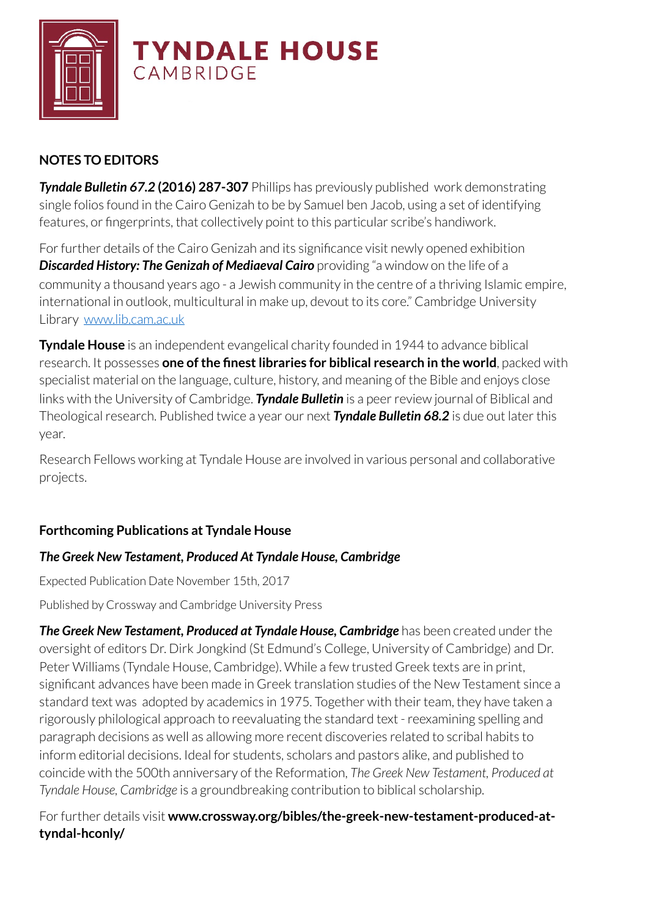**TYNDALE HOUSE**
CAMBRIDGE

## NOTES TO EDITORS

***Tyndale Bulletin 67.2* (2016) 287-307** Phillips has previously published work demonstrating single folios found in the Cairo Genizah to be by Samuel ben Jacob, using a set of identifying features, or fingerprints, that collectively point to this particular scribe's handiwork.

For further details of the Cairo Genizah and its significance visit newly opened exhibition ***Discarded History: The Genizah of Mediaeval Cairo*** providing "a window on the life of a community a thousand years ago - a Jewish community in the centre of a thriving Islamic empire, international in outlook, multicultural in make up, devout to its core." Cambridge University Library [www.lib.cam.ac.uk](http://www.lib.cam.ac.uk)

**Tyndale House** is an independent evangelical charity founded in 1944 to advance biblical research. It possesses **one of the finest libraries for biblical research in the world**, packed with specialist material on the language, culture, history, and meaning of the Bible and enjoys close links with the University of Cambridge. ***Tyndale Bulletin*** is a peer review journal of Biblical and Theological research. Published twice a year our next ***Tyndale Bulletin 68.2*** is due out later this year.

Research Fellows working at Tyndale House are involved in various personal and collaborative projects.

## Forthcoming Publications at Tyndale House

### *The Greek New Testament, Produced At Tyndale House, Cambridge*

Expected Publication Date November 15th, 2017

Published by Crossway and Cambridge University Press

***The Greek New Testament, Produced at Tyndale House, Cambridge*** has been created under the oversight of editors Dr. Dirk Jongkind (St Edmund's College, University of Cambridge) and Dr. Peter Williams (Tyndale House, Cambridge). While a few trusted Greek texts are in print, significant advances have been made in Greek translation studies of the New Testament since a standard text was adopted by academics in 1975. Together with their team, they have taken a rigorously philological approach to reevaluating the standard text - reexamining spelling and paragraph decisions as well as allowing more recent discoveries related to scribal habits to inform editorial decisions. Ideal for students, scholars and pastors alike, and published to coincide with the 500th anniversary of the Reformation, *The Greek New Testament, Produced at Tyndale House, Cambridge* is a groundbreaking contribution to biblical scholarship.

For further details visit **www.crossway.org/bibles/the-greek-new-testament-produced-at-tyndal-hconly/**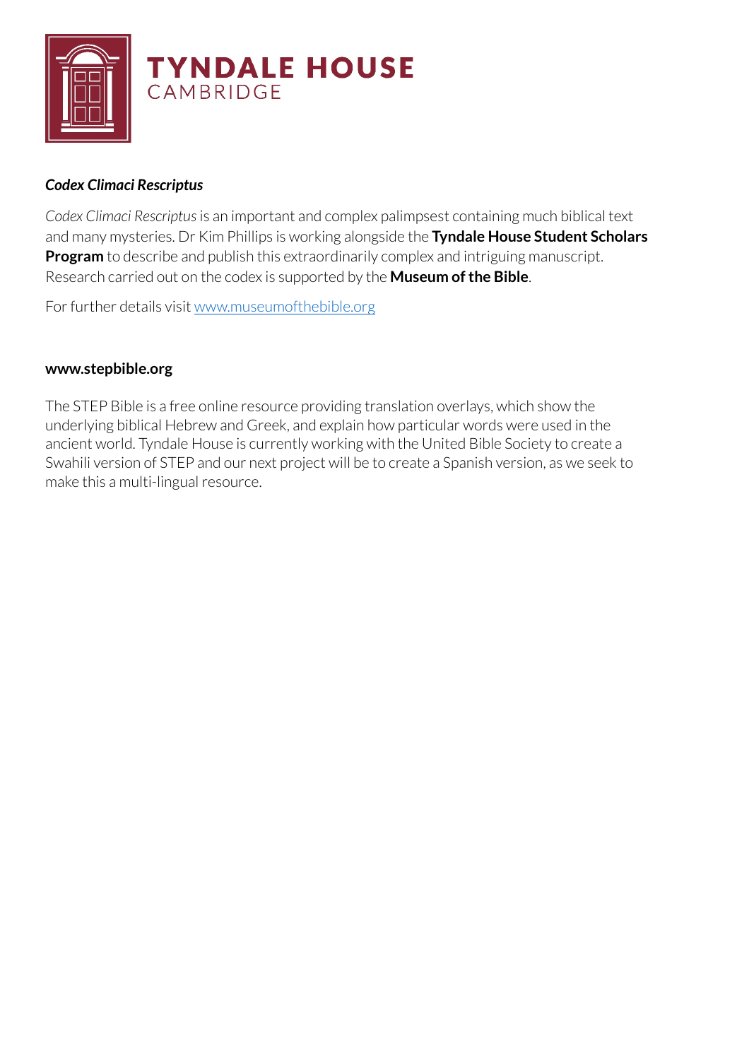**TYNDALE HOUSE**
CAMBRIDGE

***Codex Climaci Rescriptus***

*Codex Climaci Rescriptus* is an important and complex palimpsest containing much biblical text and many mysteries. Dr Kim Phillips is working alongside the **Tyndale House Student Scholars Program** to describe and publish this extraordinarily complex and intriguing manuscript. Research carried out on the codex is supported by the **Museum of the Bible**.

For further details visit www.museumofthebible.org

**www.stepbible.org**

The STEP Bible is a free online resource providing translation overlays, which show the underlying biblical Hebrew and Greek, and explain how particular words were used in the ancient world. Tyndale House is currently working with the United Bible Society to create a Swahili version of STEP and our next project will be to create a Spanish version, as we seek to make this a multi-lingual resource.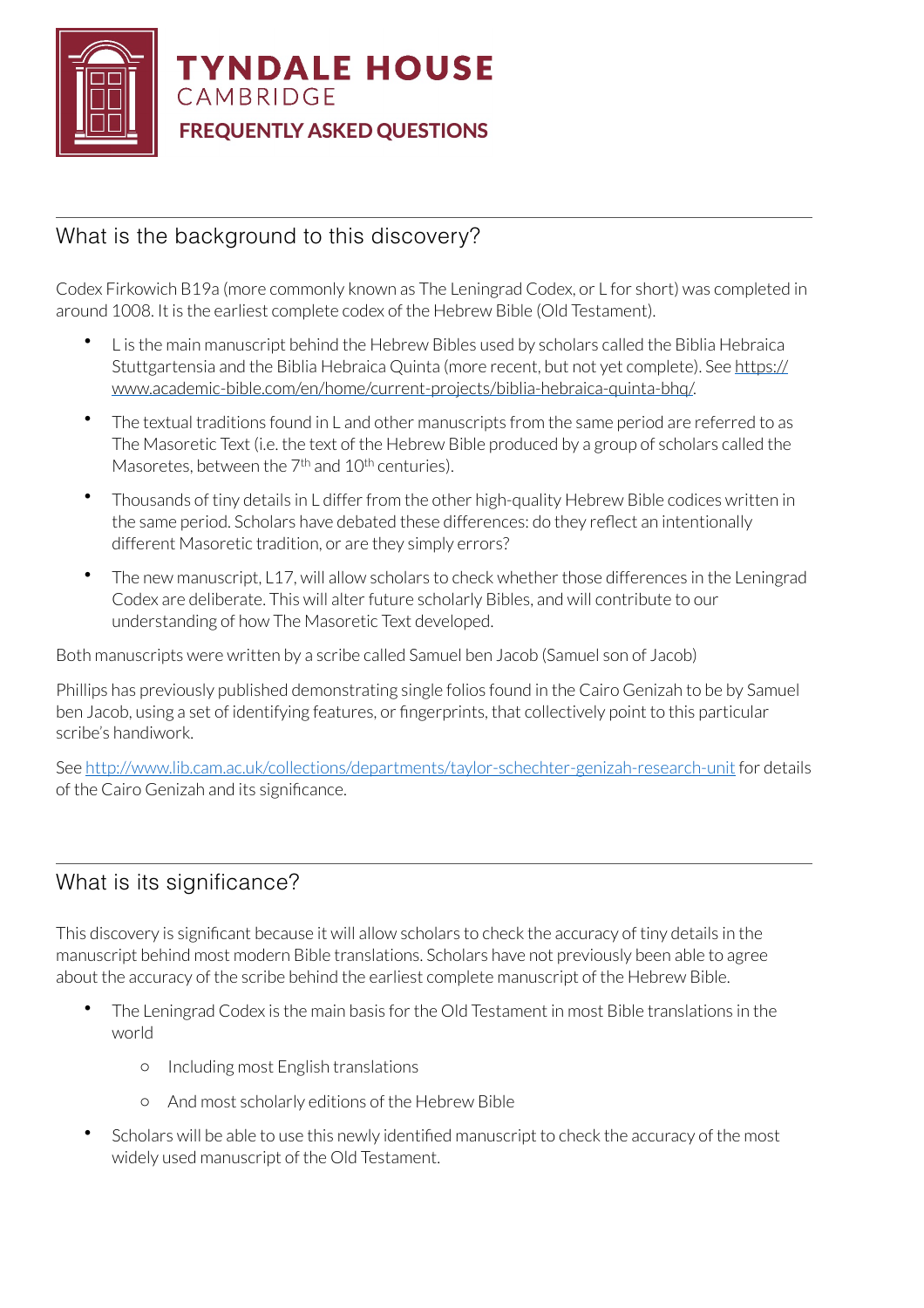# TYNDALE HOUSE
CAMBRIDGE

**FREQUENTLY ASKED QUESTIONS**

## What is the background to this discovery?

Codex Firkowich B19a (more commonly known as The Leningrad Codex, or L for short) was completed in around 1008. It is the earliest complete codex of the Hebrew Bible (Old Testament).

- L is the main manuscript behind the Hebrew Bibles used by scholars called the Biblia Hebraica Stuttgartensia and the Biblia Hebraica Quinta (more recent, but not yet complete). See https://www.academic-bible.com/en/home/current-projects/biblia-hebraica-quinta-bhq/.
- The textual traditions found in L and other manuscripts from the same period are referred to as The Masoretic Text (i.e. the text of the Hebrew Bible produced by a group of scholars called the Masoretes, between the 7th and 10th centuries).
- Thousands of tiny details in L differ from the other high-quality Hebrew Bible codices written in the same period. Scholars have debated these differences: do they reflect an intentionally different Masoretic tradition, or are they simply errors?
- The new manuscript, L17, will allow scholars to check whether those differences in the Leningrad Codex are deliberate. This will alter future scholarly Bibles, and will contribute to our understanding of how The Masoretic Text developed.

Both manuscripts were written by a scribe called Samuel ben Jacob (Samuel son of Jacob)

Phillips has previously published demonstrating single folios found in the Cairo Genizah to be by Samuel ben Jacob, using a set of identifying features, or fingerprints, that collectively point to this particular scribe's handiwork.

See http://www.lib.cam.ac.uk/collections/departments/taylor-schechter-genizah-research-unit for details of the Cairo Genizah and its significance.

## What is its significance?

This discovery is significant because it will allow scholars to check the accuracy of tiny details in the manuscript behind most modern Bible translations. Scholars have not previously been able to agree about the accuracy of the scribe behind the earliest complete manuscript of the Hebrew Bible.

- The Leningrad Codex is the main basis for the Old Testament in most Bible translations in the world
    - Including most English translations
    - And most scholarly editions of the Hebrew Bible
- Scholars will be able to use this newly identified manuscript to check the accuracy of the most widely used manuscript of the Old Testament.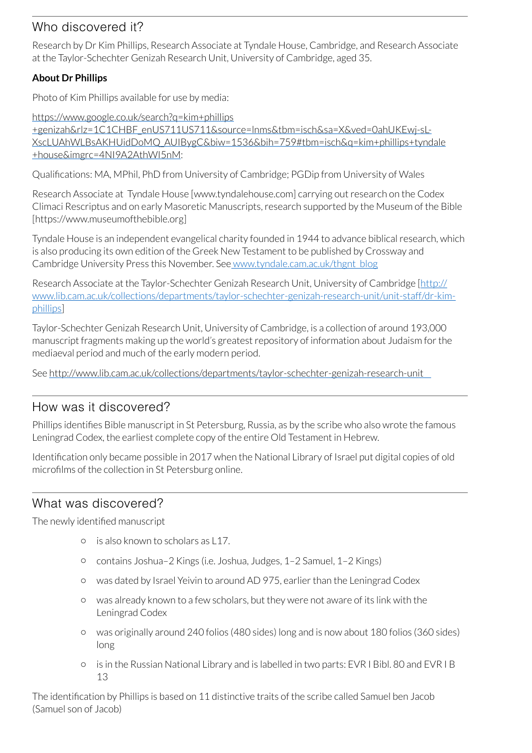## Who discovered it?

Research by Dr Kim Phillips, Research Associate at Tyndale House, Cambridge, and Research Associate at the Taylor-Schechter Genizah Research Unit, University of Cambridge, aged 35.

**About Dr Phillips**

Photo of Kim Phillips available for use by media:

[https://www.google.co.uk/search?q=kim+phillips+genizah&rlz=1C1CHBF_enUS711US711&source=lnms&tbm=isch&sa=X&ved=0ahUKEwj-sL-XscLUAhWLBsAKHUidDoMQ_AUIBygC&biw=1536&bih=759#tbm=isch&q=kim+phillips+tyndale+house&imgrc=4NI9A2AthWI5nM](https://www.google.co.uk/search?q=kim+phillips+genizah&rlz=1C1CHBF_enUS711US711&source=lnms&tbm=isch&sa=X&ved=0ahUKEwj-sL-XscLUAhWLBsAKHUidDoMQ_AUIBygC&biw=1536&bih=759#tbm=isch&q=kim+phillips+tyndale+house&imgrc=4NI9A2AthWI5nM):

Qualifications: MA, MPhil, PhD from University of Cambridge; PGDip from University of Wales

Research Associate at Tyndale House [www.tyndalehouse.com] carrying out research on the Codex Climaci Rescriptus and on early Masoretic Manuscripts, research supported by the Museum of the Bible [https://www.museumofthebible.org]

Tyndale House is an independent evangelical charity founded in 1944 to advance biblical research, which is also producing its own edition of the Greek New Testament to be published by Crossway and Cambridge University Press this November. See [www.tyndale.cam.ac.uk/thgnt_blog](www.tyndale.cam.ac.uk/thgnt_blog)

Research Associate at the Taylor-Schechter Genizah Research Unit, University of Cambridge [[http://www.lib.cam.ac.uk/collections/departments/taylor-schechter-genizah-research-unit/unit-staff/dr-kim-phillips](http://www.lib.cam.ac.uk/collections/departments/taylor-schechter-genizah-research-unit/unit-staff/dr-kim-phillips)]

Taylor-Schechter Genizah Research Unit, University of Cambridge, is a collection of around 193,000 manuscript fragments making up the world's greatest repository of information about Judaism for the mediaeval period and much of the early modern period.

See [http://www.lib.cam.ac.uk/collections/departments/taylor-schechter-genizah-research-unit](http://www.lib.cam.ac.uk/collections/departments/taylor-schechter-genizah-research-unit)

## How was it discovered?

Phillips identifies Bible manuscript in St Petersburg, Russia, as by the scribe who also wrote the famous Leningrad Codex, the earliest complete copy of the entire Old Testament in Hebrew.

Identification only became possible in 2017 when the National Library of Israel put digital copies of old microfilms of the collection in St Petersburg online.

## What was discovered?

The newly identified manuscript

- is also known to scholars as L17.
- contains Joshua–2 Kings (i.e. Joshua, Judges, 1–2 Samuel, 1–2 Kings)
- was dated by Israel Yeivin to around AD 975, earlier than the Leningrad Codex
- was already known to a few scholars, but they were not aware of its link with the Leningrad Codex
- was originally around 240 folios (480 sides) long and is now about 180 folios (360 sides) long
- is in the Russian National Library and is labelled in two parts: EVR I Bibl. 80 and EVR I B 13

The identification by Phillips is based on 11 distinctive traits of the scribe called Samuel ben Jacob (Samuel son of Jacob)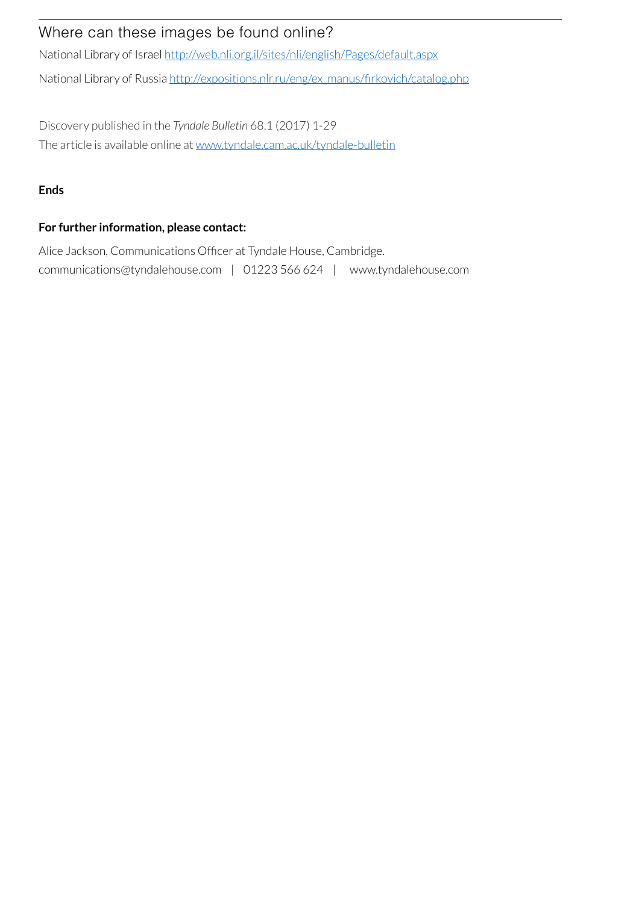## Where can these images be found online?

National Library of Israel http://web.nli.org.il/sites/nli/english/Pages/default.aspx

National Library of Russia http://expositions.nlr.ru/eng/ex_manus/firkovich/catalog.php

Discovery published in the *Tyndale Bulletin* 68.1 (2017) 1-29

The article is available online at www.tyndale.cam.ac.uk/tyndale-bulletin

**Ends**

**For further information, please contact:**

Alice Jackson, Communications Officer at Tyndale House, Cambridge.
communications@tyndalehouse.com | 01223 566 624 | www.tyndalehouse.com